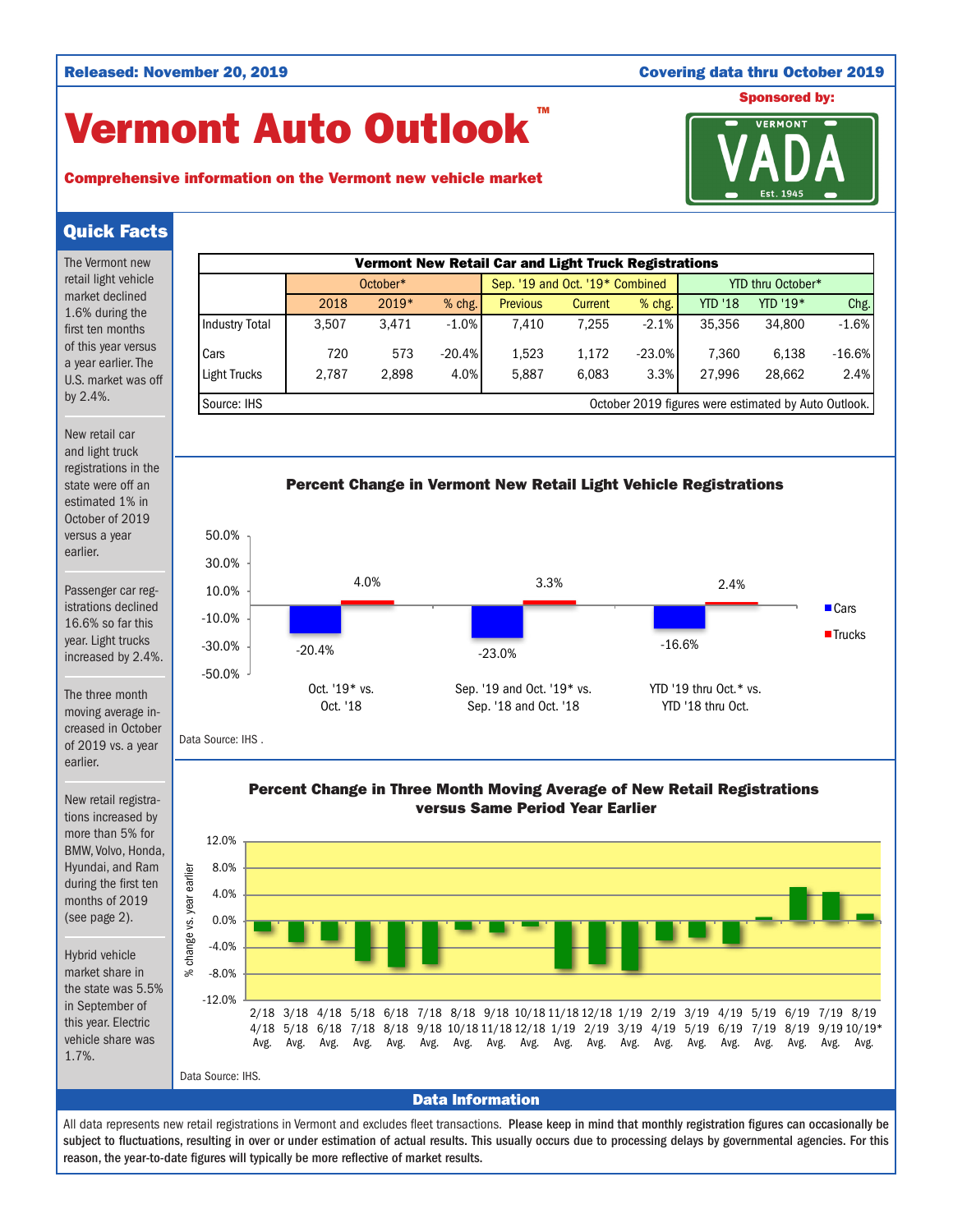**Released: November 20, 2019** | **Covering data thru October 2019**

# Vermont Auto Outlook™

**Comprehensive information on the Vermont new vehicle market**

Sponsored by: VERMONT VADA Est. 1945

## Quick Facts

The Vermont new retail light vehicle market declined 1.6% during the first ten months of this year versus a year earlier. The U.S. market was off by 2.4%.

New retail car and light truck registrations in the state were off an estimated 1% in October of 2019 versus a year earlier.

Passenger car registrations declined 16.6% so far this year. Light trucks increased by 2.4%.

The three month moving average increased in October of 2019 vs. a year earlier.

New retail registrations increased by more than 5% for BMW, Volvo, Honda, Hyundai, and Ram during the first ten months of 2019 (see page 2).

Hybrid vehicle market share in the state was 5.5% in September of this year. Electric vehicle share was 1.7%.

**Vermont New Retail Car and Light Truck Registrations**

| | October* | | | Sep. '19 and Oct. '19* Combined | | | YTD thru October* | | |
|---|---|---|---|---|---|---|---|---|---|
| | 2018 | 2019* | % chg. | Previous | Current | % chg. | YTD '18 | YTD '19* | Chg. |
| Industry Total | 3,507 | 3,471 | -1.0% | 7,410 | 7,255 | -2.1% | 35,356 | 34,800 | -1.6% |
| Cars | 720 | 573 | -20.4% | 1,523 | 1,172 | -23.0% | 7,360 | 6,138 | -16.6% |
| Light Trucks | 2,787 | 2,898 | 4.0% | 5,887 | 6,083 | 3.3% | 27,996 | 28,662 | 2.4% |

Source: IHS — October 2019 figures were estimated by Auto Outlook.

**Percent Change in Vermont New Retail Light Vehicle Registrations**

| | Cars | Trucks |
|---|---|---|
| Oct. '19* vs. Oct. '18 | -20.4% | 4.0% |
| Sep. '19 and Oct. '19* vs. Sep. '18 and Oct. '18 | -23.0% | 3.3% |
| YTD '19 thru Oct.* vs. YTD '18 thru Oct. | -16.6% | 2.4% |

Data Source: IHS .

**Percent Change in Three Month Moving Average of New Retail Registrations versus Same Period Year Earlier**

Periods: 2/18-4/18 Avg., 3/18-5/18 Avg., 4/18-6/18 Avg., 5/18-7/18 Avg., 6/18-8/18 Avg., 7/18-9/18 Avg., 8/18-10/18 Avg., 9/18-11/18 Avg., 10/18-12/18 Avg., 11/18-1/19 Avg., 12/18-2/19 Avg., 1/19-3/19 Avg., 2/19-4/19 Avg., 3/19-5/19 Avg., 4/19-6/19 Avg., 5/19-7/19 Avg., 6/19-8/19 Avg., 7/19-9/19 Avg., 8/19-10/19* Avg.

Data Source: IHS.

## Data Information

All data represents new retail registrations in Vermont and excludes fleet transactions. **Please keep in mind that monthly registration figures can occasionally be subject to fluctuations, resulting in over or under estimation of actual results. This usually occurs due to processing delays by governmental agencies. For this reason, the year-to-date figures will typically be more reflective of market results.**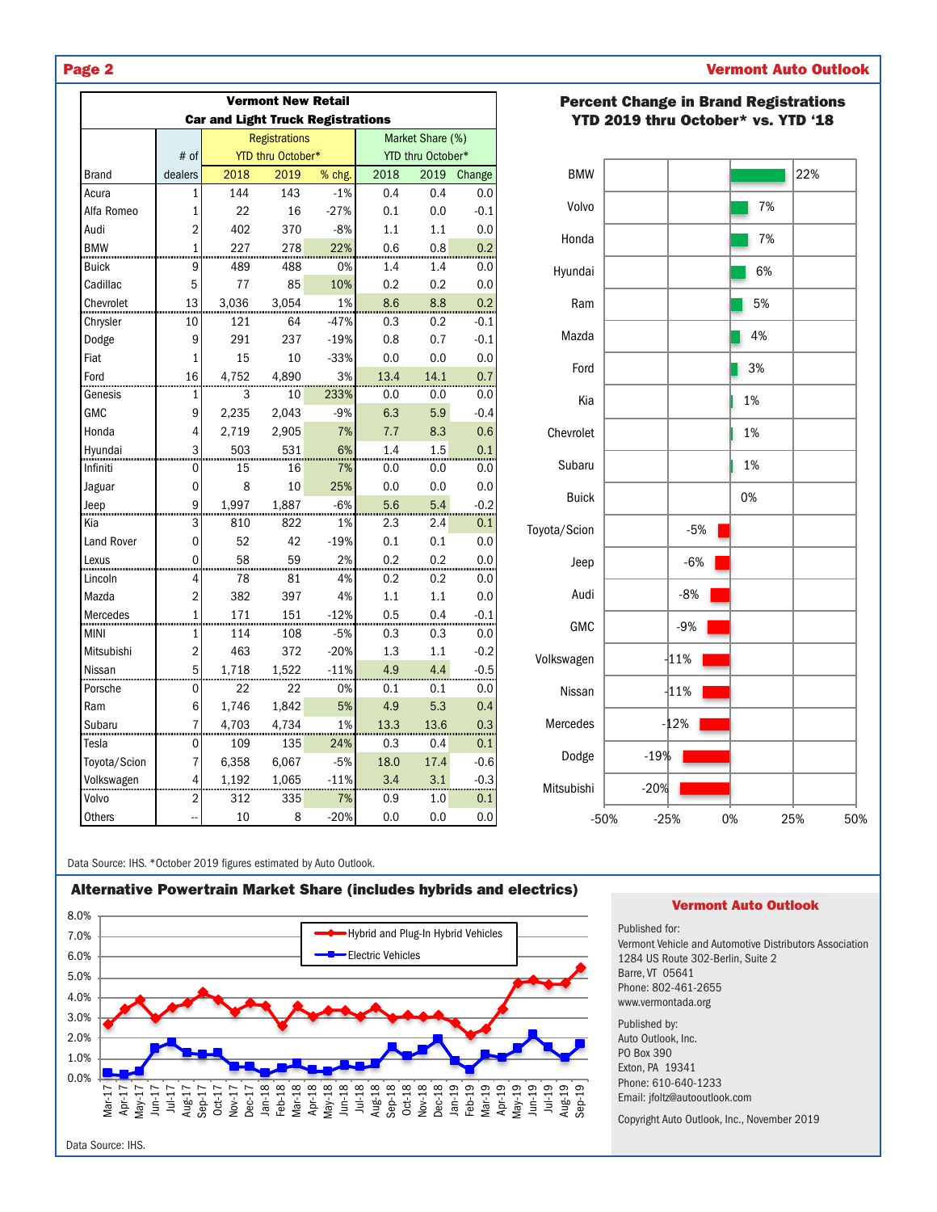## Vermont New Retail Car and Light Truck Registrations

| Brand | # of dealers | Registrations YTD thru October* 2018 | 2019 | % chg. | Market Share (%) YTD thru October* 2018 | 2019 | Change |
|---|---|---|---|---|---|---|---|
| Acura | 1 | 144 | 143 | -1% | 0.4 | 0.4 | 0.0 |
| Alfa Romeo | 1 | 22 | 16 | -27% | 0.1 | 0.0 | -0.1 |
| Audi | 2 | 402 | 370 | -8% | 1.1 | 1.1 | 0.0 |
| BMW | 1 | 227 | 278 | 22% | 0.6 | 0.8 | 0.2 |
| Buick | 9 | 489 | 488 | 0% | 1.4 | 1.4 | 0.0 |
| Cadillac | 5 | 77 | 85 | 10% | 0.2 | 0.2 | 0.0 |
| Chevrolet | 13 | 3,036 | 3,054 | 1% | 8.6 | 8.8 | 0.2 |
| Chrysler | 10 | 121 | 64 | -47% | 0.3 | 0.2 | -0.1 |
| Dodge | 9 | 291 | 237 | -19% | 0.8 | 0.7 | -0.1 |
| Fiat | 1 | 15 | 10 | -33% | 0.0 | 0.0 | 0.0 |
| Ford | 16 | 4,752 | 4,890 | 3% | 13.4 | 14.1 | 0.7 |
| Genesis | 1 | 3 | 10 | 233% | 0.0 | 0.0 | 0.0 |
| GMC | 9 | 2,235 | 2,043 | -9% | 6.3 | 5.9 | -0.4 |
| Honda | 4 | 2,719 | 2,905 | 7% | 7.7 | 8.3 | 0.6 |
| Hyundai | 3 | 503 | 531 | 6% | 1.4 | 1.5 | 0.1 |
| Infiniti | 0 | 15 | 16 | 7% | 0.0 | 0.0 | 0.0 |
| Jaguar | 0 | 8 | 10 | 25% | 0.0 | 0.0 | 0.0 |
| Jeep | 9 | 1,997 | 1,887 | -6% | 5.6 | 5.4 | -0.2 |
| Kia | 3 | 810 | 822 | 1% | 2.3 | 2.4 | 0.1 |
| Land Rover | 0 | 52 | 42 | -19% | 0.1 | 0.1 | 0.0 |
| Lexus | 0 | 58 | 59 | 2% | 0.2 | 0.2 | 0.0 |
| Lincoln | 4 | 78 | 81 | 4% | 0.2 | 0.2 | 0.0 |
| Mazda | 2 | 382 | 397 | 4% | 1.1 | 1.1 | 0.0 |
| Mercedes | 1 | 171 | 151 | -12% | 0.5 | 0.4 | -0.1 |
| MINI | 1 | 114 | 108 | -5% | 0.3 | 0.3 | 0.0 |
| Mitsubishi | 2 | 463 | 372 | -20% | 1.3 | 1.1 | -0.2 |
| Nissan | 5 | 1,718 | 1,522 | -11% | 4.9 | 4.4 | -0.5 |
| Porsche | 0 | 22 | 22 | 0% | 0.1 | 0.1 | 0.0 |
| Ram | 6 | 1,746 | 1,842 | 5% | 4.9 | 5.3 | 0.4 |
| Subaru | 7 | 4,703 | 4,734 | 1% | 13.3 | 13.6 | 0.3 |
| Tesla | 0 | 109 | 135 | 24% | 0.3 | 0.4 | 0.1 |
| Toyota/Scion | 7 | 6,358 | 6,067 | -5% | 18.0 | 17.4 | -0.6 |
| Volkswagen | 4 | 1,192 | 1,065 | -11% | 3.4 | 3.1 | -0.3 |
| Volvo | 2 | 312 | 335 | 7% | 0.9 | 1.0 | 0.1 |
| Others | -- | 10 | 8 | -20% | 0.0 | 0.0 | 0.0 |

## Percent Change in Brand Registrations YTD 2019 thru October* vs. YTD '18

BMW 22%
Volvo 7%
Honda 7%
Hyundai 6%
Ram 5%
Mazda 4%
Ford 3%
Kia 1%
Chevrolet 1%
Subaru 1%
Buick 0%
Toyota/Scion -5%
Jeep -6%
Audi -8%
GMC -9%
Volkswagen -11%
Nissan -11%
Mercedes -12%
Dodge -19%
Mitsubishi -20%

-50% -25% 0% 25% 50%

Data Source: IHS. *October 2019 figures estimated by Auto Outlook.

## Alternative Powertrain Market Share (includes hybrids and electrics)

Hybrid and Plug-In Hybrid Vehicles
Electric Vehicles

8.0% 7.0% 6.0% 5.0% 4.0% 3.0% 2.0% 1.0% 0.0%

Mar-17 Apr-17 May-17 Jun-17 Jul-17 Aug-17 Sep-17 Oct-17 Nov-17 Dec-17 Jan-18 Feb-18 Mar-18 Apr-18 May-18 Jun-18 Jul-18 Aug-18 Sep-18 Oct-18 Nov-18 Dec-18 Jan-19 Feb-19 Mar-19 Apr-19 May-19 Jun-19 Jul-19 Aug-19 Sep-19

Data Source: IHS.

### Vermont Auto Outlook

Published for:
Vermont Vehicle and Automotive Distributors Association
1284 US Route 302-Berlin, Suite 2
Barre, VT 05641
Phone: 802-461-2655
www.vermontada.org

Published by:
Auto Outlook, Inc.
PO Box 390
Exton, PA 19341
Phone: 610-640-1233
Email: jfoltz@autooutlook.com

Copyright Auto Outlook, Inc., November 2019